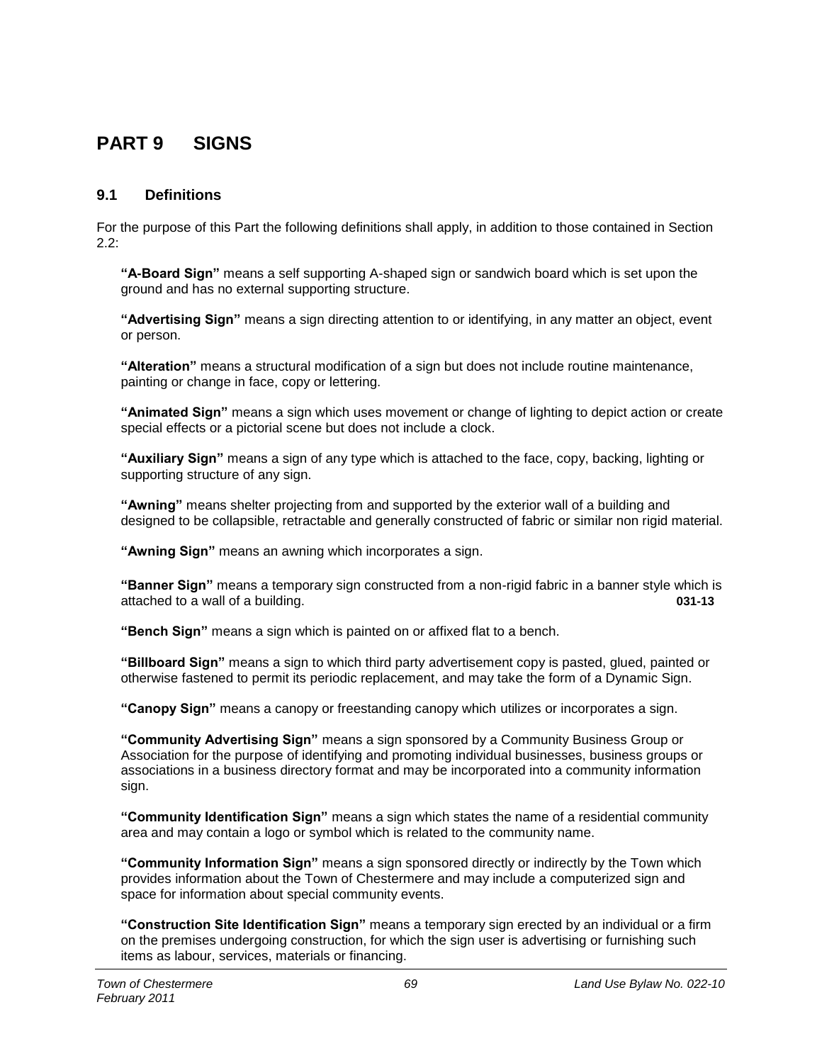# PART 9 SIGNS

## 9.1 Definitions

For the purpose of this Part the following definitions shall apply, in addition to those contained in Section 2.2:

**"A-Board Sign"** means a self supporting A-shaped sign or sandwich board which is set upon the ground and has no external supporting structure.

**"Advertising Sign"** means a sign directing attention to or identifying, in any matter an object, event or person.

**"Alteration"** means a structural modification of a sign but does not include routine maintenance, painting or change in face, copy or lettering.

**"Animated Sign"** means a sign which uses movement or change of lighting to depict action or create special effects or a pictorial scene but does not include a clock.

**"Auxiliary Sign"** means a sign of any type which is attached to the face, copy, backing, lighting or supporting structure of any sign.

**"Awning"** means shelter projecting from and supported by the exterior wall of a building and designed to be collapsible, retractable and generally constructed of fabric or similar non rigid material.

**"Awning Sign"** means an awning which incorporates a sign.

**"Banner Sign"** means a temporary sign constructed from a non-rigid fabric in a banner style which is attached to a wall of a building. **031-13**

**"Bench Sign"** means a sign which is painted on or affixed flat to a bench.

**"Billboard Sign"** means a sign to which third party advertisement copy is pasted, glued, painted or otherwise fastened to permit its periodic replacement, and may take the form of a Dynamic Sign.

**"Canopy Sign"** means a canopy or freestanding canopy which utilizes or incorporates a sign.

**"Community Advertising Sign"** means a sign sponsored by a Community Business Group or Association for the purpose of identifying and promoting individual businesses, business groups or associations in a business directory format and may be incorporated into a community information sign.

**"Community Identification Sign"** means a sign which states the name of a residential community area and may contain a logo or symbol which is related to the community name.

**"Community Information Sign"** means a sign sponsored directly or indirectly by the Town which provides information about the Town of Chestermere and may include a computerized sign and space for information about special community events.

**"Construction Site Identification Sign"** means a temporary sign erected by an individual or a firm on the premises undergoing construction, for which the sign user is advertising or furnishing such items as labour, services, materials or financing.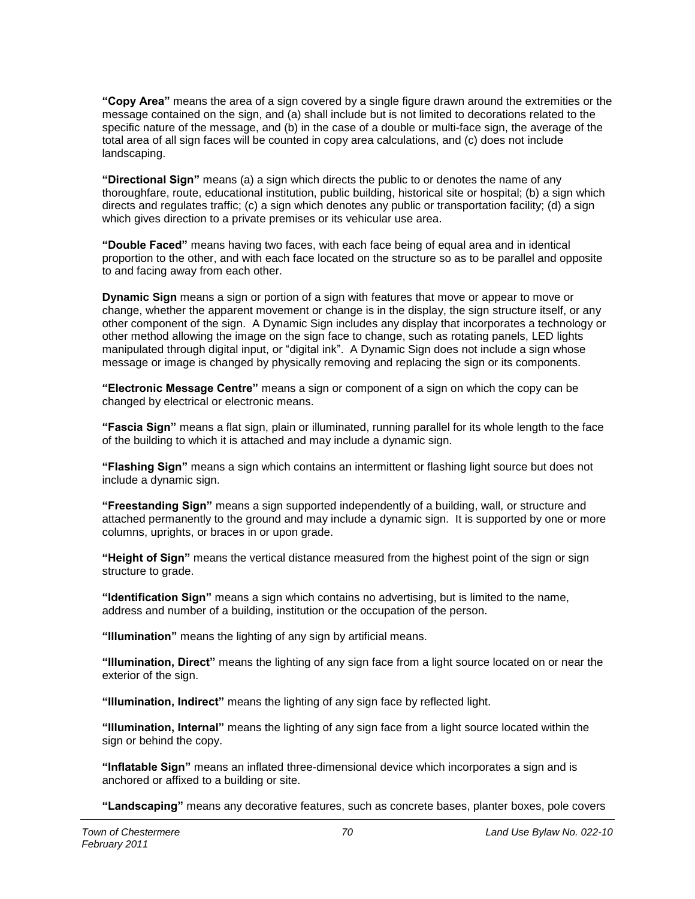**“Copy Area”** means the area of a sign covered by a single figure drawn around the extremities or the message contained on the sign, and (a) shall include but is not limited to decorations related to the specific nature of the message, and (b) in the case of a double or multi-face sign, the average of the total area of all sign faces will be counted in copy area calculations, and (c) does not include landscaping.

**“Directional Sign”** means (a) a sign which directs the public to or denotes the name of any thoroughfare, route, educational institution, public building, historical site or hospital; (b) a sign which directs and regulates traffic; (c) a sign which denotes any public or transportation facility; (d) a sign which gives direction to a private premises or its vehicular use area.

**“Double Faced”** means having two faces, with each face being of equal area and in identical proportion to the other, and with each face located on the structure so as to be parallel and opposite to and facing away from each other.

**Dynamic Sign** means a sign or portion of a sign with features that move or appear to move or change, whether the apparent movement or change is in the display, the sign structure itself, or any other component of the sign. A Dynamic Sign includes any display that incorporates a technology or other method allowing the image on the sign face to change, such as rotating panels, LED lights manipulated through digital input, or “digital ink”. A Dynamic Sign does not include a sign whose message or image is changed by physically removing and replacing the sign or its components.

**“Electronic Message Centre”** means a sign or component of a sign on which the copy can be changed by electrical or electronic means.

**“Fascia Sign”** means a flat sign, plain or illuminated, running parallel for its whole length to the face of the building to which it is attached and may include a dynamic sign.

**“Flashing Sign”** means a sign which contains an intermittent or flashing light source but does not include a dynamic sign.

**“Freestanding Sign”** means a sign supported independently of a building, wall, or structure and attached permanently to the ground and may include a dynamic sign. It is supported by one or more columns, uprights, or braces in or upon grade.

**“Height of Sign”** means the vertical distance measured from the highest point of the sign or sign structure to grade.

**“Identification Sign”** means a sign which contains no advertising, but is limited to the name, address and number of a building, institution or the occupation of the person.

**“Illumination”** means the lighting of any sign by artificial means.

**“Illumination, Direct”** means the lighting of any sign face from a light source located on or near the exterior of the sign.

**“Illumination, Indirect”** means the lighting of any sign face by reflected light.

**“Illumination, Internal”** means the lighting of any sign face from a light source located within the sign or behind the copy.

**“Inflatable Sign”** means an inflated three-dimensional device which incorporates a sign and is anchored or affixed to a building or site.

**“Landscaping”** means any decorative features, such as concrete bases, planter boxes, pole covers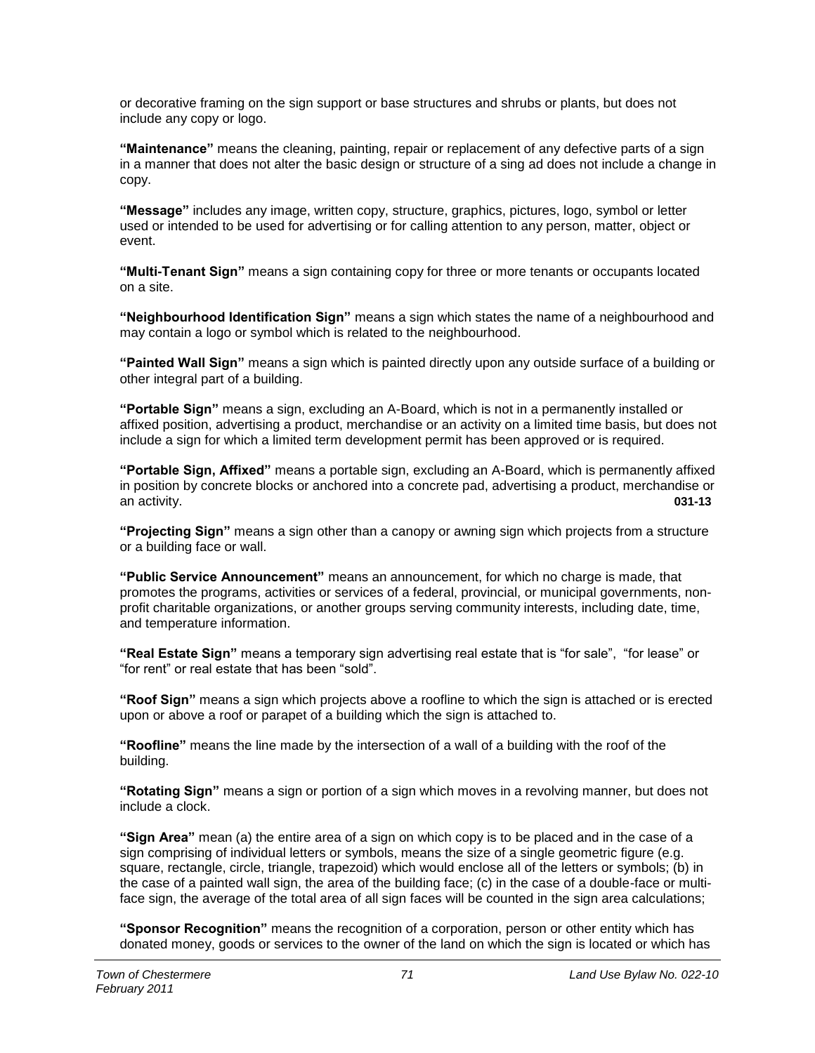or decorative framing on the sign support or base structures and shrubs or plants, but does not include any copy or logo.

**"Maintenance"** means the cleaning, painting, repair or replacement of any defective parts of a sign in a manner that does not alter the basic design or structure of a sing ad does not include a change in copy.

**"Message"** includes any image, written copy, structure, graphics, pictures, logo, symbol or letter used or intended to be used for advertising or for calling attention to any person, matter, object or event.

**"Multi-Tenant Sign"** means a sign containing copy for three or more tenants or occupants located on a site.

**"Neighbourhood Identification Sign"** means a sign which states the name of a neighbourhood and may contain a logo or symbol which is related to the neighbourhood.

**"Painted Wall Sign"** means a sign which is painted directly upon any outside surface of a building or other integral part of a building.

**"Portable Sign"** means a sign, excluding an A-Board, which is not in a permanently installed or affixed position, advertising a product, merchandise or an activity on a limited time basis, but does not include a sign for which a limited term development permit has been approved or is required.

**"Portable Sign, Affixed"** means a portable sign, excluding an A-Board, which is permanently affixed in position by concrete blocks or anchored into a concrete pad, advertising a product, merchandise or an activity. **031-13**

**"Projecting Sign"** means a sign other than a canopy or awning sign which projects from a structure or a building face or wall.

**"Public Service Announcement"** means an announcement, for which no charge is made, that promotes the programs, activities or services of a federal, provincial, or municipal governments, non-profit charitable organizations, or another groups serving community interests, including date, time, and temperature information.

**"Real Estate Sign"** means a temporary sign advertising real estate that is "for sale", "for lease" or "for rent" or real estate that has been "sold".

**"Roof Sign"** means a sign which projects above a roofline to which the sign is attached or is erected upon or above a roof or parapet of a building which the sign is attached to.

**"Roofline"** means the line made by the intersection of a wall of a building with the roof of the building.

**"Rotating Sign"** means a sign or portion of a sign which moves in a revolving manner, but does not include a clock.

**"Sign Area"** mean (a) the entire area of a sign on which copy is to be placed and in the case of a sign comprising of individual letters or symbols, means the size of a single geometric figure (e.g. square, rectangle, circle, triangle, trapezoid) which would enclose all of the letters or symbols; (b) in the case of a painted wall sign, the area of the building face; (c) in the case of a double-face or multi-face sign, the average of the total area of all sign faces will be counted in the sign area calculations;

**"Sponsor Recognition"** means the recognition of a corporation, person or other entity which has donated money, goods or services to the owner of the land on which the sign is located or which has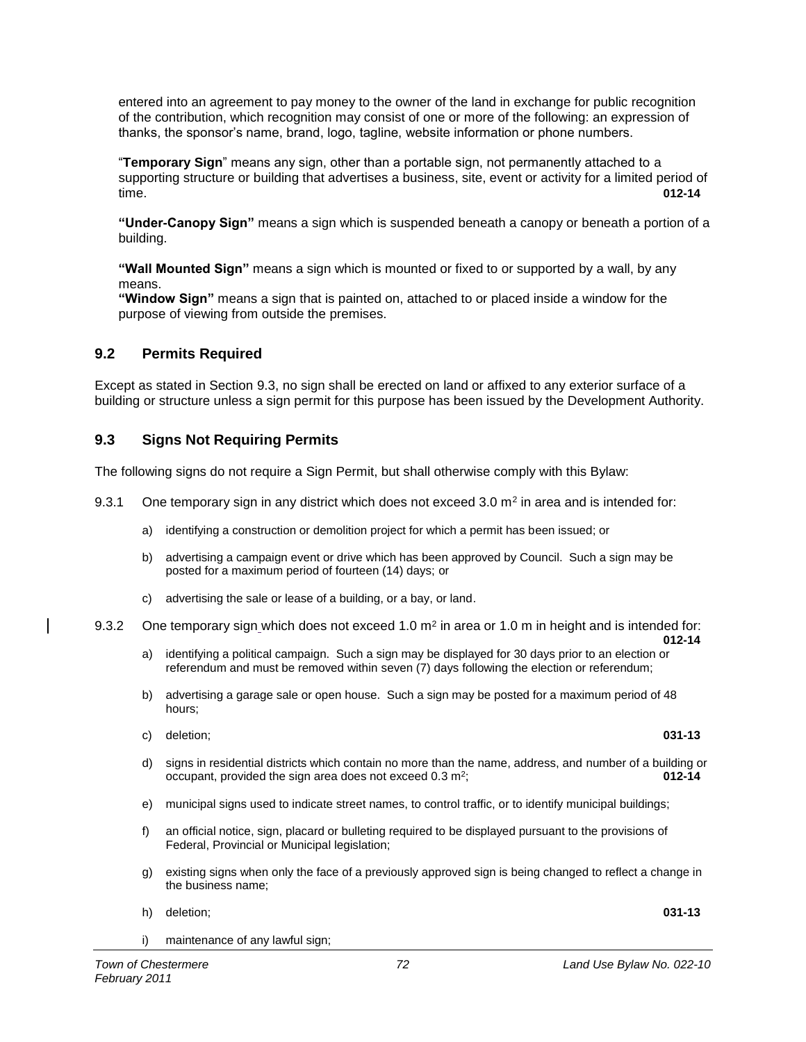entered into an agreement to pay money to the owner of the land in exchange for public recognition of the contribution, which recognition may consist of one or more of the following: an expression of thanks, the sponsor's name, brand, logo, tagline, website information or phone numbers.

"**Temporary Sign**" means any sign, other than a portable sign, not permanently attached to a supporting structure or building that advertises a business, site, event or activity for a limited period of time. **012-14**

**"Under-Canopy Sign"** means a sign which is suspended beneath a canopy or beneath a portion of a building.

**"Wall Mounted Sign"** means a sign which is mounted or fixed to or supported by a wall, by any means.

**"Window Sign"** means a sign that is painted on, attached to or placed inside a window for the purpose of viewing from outside the premises.

## 9.2 Permits Required

Except as stated in Section 9.3, no sign shall be erected on land or affixed to any exterior surface of a building or structure unless a sign permit for this purpose has been issued by the Development Authority.

## 9.3 Signs Not Requiring Permits

The following signs do not require a Sign Permit, but shall otherwise comply with this Bylaw:

9.3.1 One temporary sign in any district which does not exceed 3.0 $m^2$ in area and is intended for:

a) identifying a construction or demolition project for which a permit has been issued; or

b) advertising a campaign event or drive which has been approved by Council. Such a sign may be posted for a maximum period of fourteen (14) days; or

c) advertising the sale or lease of a building, or a bay, or land.

9.3.2 One temporary sign which does not exceed 1.0 $m^2$ in area or 1.0 m in height and is intended for: **012-14**

a) identifying a political campaign. Such a sign may be displayed for 30 days prior to an election or referendum and must be removed within seven (7) days following the election or referendum;

b) advertising a garage sale or open house. Such a sign may be posted for a maximum period of 48 hours;

c) deletion; **031-13**

d) signs in residential districts which contain no more than the name, address, and number of a building or occupant, provided the sign area does not exceed 0.3 $m^2$; **012-14**

e) municipal signs used to indicate street names, to control traffic, or to identify municipal buildings;

f) an official notice, sign, placard or bulleting required to be displayed pursuant to the provisions of Federal, Provincial or Municipal legislation;

g) existing signs when only the face of a previously approved sign is being changed to reflect a change in the business name;

h) deletion; **031-13**

i) maintenance of any lawful sign;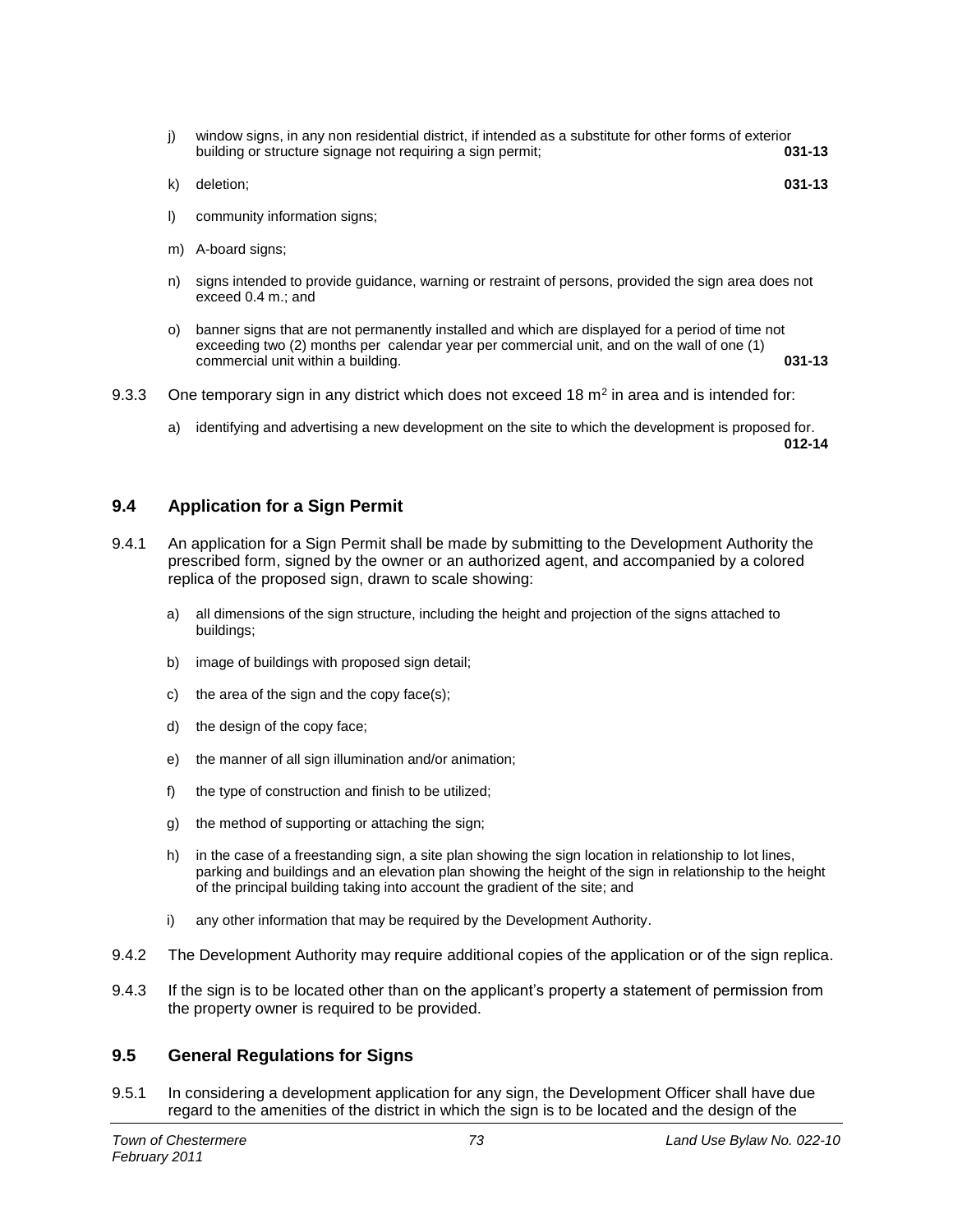j) window signs, in any non residential district, if intended as a substitute for other forms of exterior building or structure signage not requiring a sign permit; **031-13**

k) deletion; **031-13**

l) community information signs;

m) A-board signs;

n) signs intended to provide guidance, warning or restraint of persons, provided the sign area does not exceed 0.4 m.; and

o) banner signs that are not permanently installed and which are displayed for a period of time not exceeding two (2) months per calendar year per commercial unit, and on the wall of one (1) commercial unit within a building. **031-13**

9.3.3 One temporary sign in any district which does not exceed 18 m$^2$ in area and is intended for:

a) identifying and advertising a new development on the site to which the development is proposed for. **012-14**

## 9.4 Application for a Sign Permit

9.4.1 An application for a Sign Permit shall be made by submitting to the Development Authority the prescribed form, signed by the owner or an authorized agent, and accompanied by a colored replica of the proposed sign, drawn to scale showing:

a) all dimensions of the sign structure, including the height and projection of the signs attached to buildings;

b) image of buildings with proposed sign detail;

c) the area of the sign and the copy face(s);

d) the design of the copy face;

e) the manner of all sign illumination and/or animation;

f) the type of construction and finish to be utilized;

g) the method of supporting or attaching the sign;

h) in the case of a freestanding sign, a site plan showing the sign location in relationship to lot lines, parking and buildings and an elevation plan showing the height of the sign in relationship to the height of the principal building taking into account the gradient of the site; and

i) any other information that may be required by the Development Authority.

9.4.2 The Development Authority may require additional copies of the application or of the sign replica.

9.4.3 If the sign is to be located other than on the applicant's property a statement of permission from the property owner is required to be provided.

## 9.5 General Regulations for Signs

9.5.1 In considering a development application for any sign, the Development Officer shall have due regard to the amenities of the district in which the sign is to be located and the design of the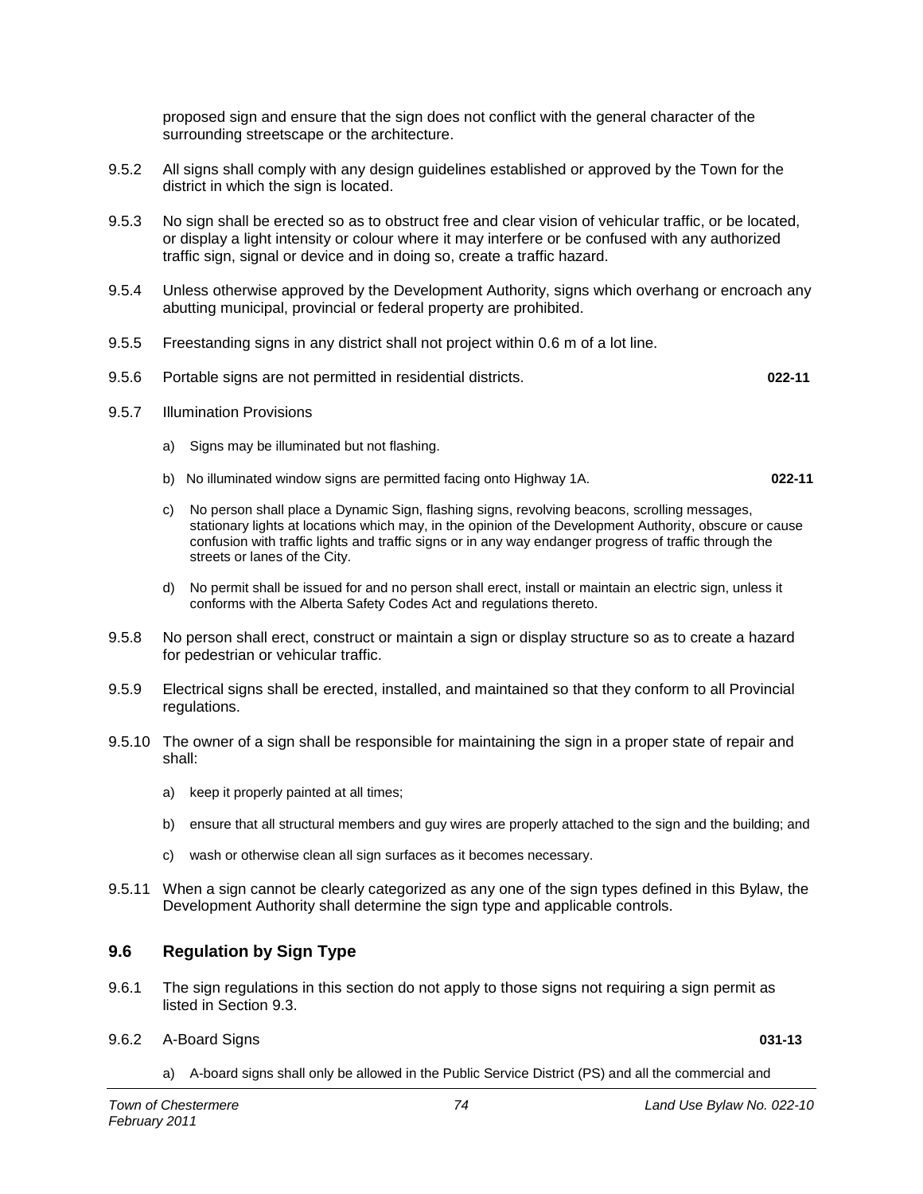proposed sign and ensure that the sign does not conflict with the general character of the surrounding streetscape or the architecture.

9.5.2 All signs shall comply with any design guidelines established or approved by the Town for the district in which the sign is located.

9.5.3 No sign shall be erected so as to obstruct free and clear vision of vehicular traffic, or be located, or display a light intensity or colour where it may interfere or be confused with any authorized traffic sign, signal or device and in doing so, create a traffic hazard.

9.5.4 Unless otherwise approved by the Development Authority, signs which overhang or encroach any abutting municipal, provincial or federal property are prohibited.

9.5.5 Freestanding signs in any district shall not project within 0.6 m of a lot line.

9.5.6 Portable signs are not permitted in residential districts. **022-11**

9.5.7 Illumination Provisions

a) Signs may be illuminated but not flashing.

b) No illuminated window signs are permitted facing onto Highway 1A. **022-11**

c) No person shall place a Dynamic Sign, flashing signs, revolving beacons, scrolling messages, stationary lights at locations which may, in the opinion of the Development Authority, obscure or cause confusion with traffic lights and traffic signs or in any way endanger progress of traffic through the streets or lanes of the City.

d) No permit shall be issued for and no person shall erect, install or maintain an electric sign, unless it conforms with the Alberta Safety Codes Act and regulations thereto.

9.5.8 No person shall erect, construct or maintain a sign or display structure so as to create a hazard for pedestrian or vehicular traffic.

9.5.9 Electrical signs shall be erected, installed, and maintained so that they conform to all Provincial regulations.

9.5.10 The owner of a sign shall be responsible for maintaining the sign in a proper state of repair and shall:

a) keep it properly painted at all times;

b) ensure that all structural members and guy wires are properly attached to the sign and the building; and

c) wash or otherwise clean all sign surfaces as it becomes necessary.

9.5.11 When a sign cannot be clearly categorized as any one of the sign types defined in this Bylaw, the Development Authority shall determine the sign type and applicable controls.

## 9.6 Regulation by Sign Type

9.6.1 The sign regulations in this section do not apply to those signs not requiring a sign permit as listed in Section 9.3.

9.6.2 A-Board Signs **031-13**

a) A-board signs shall only be allowed in the Public Service District (PS) and all the commercial and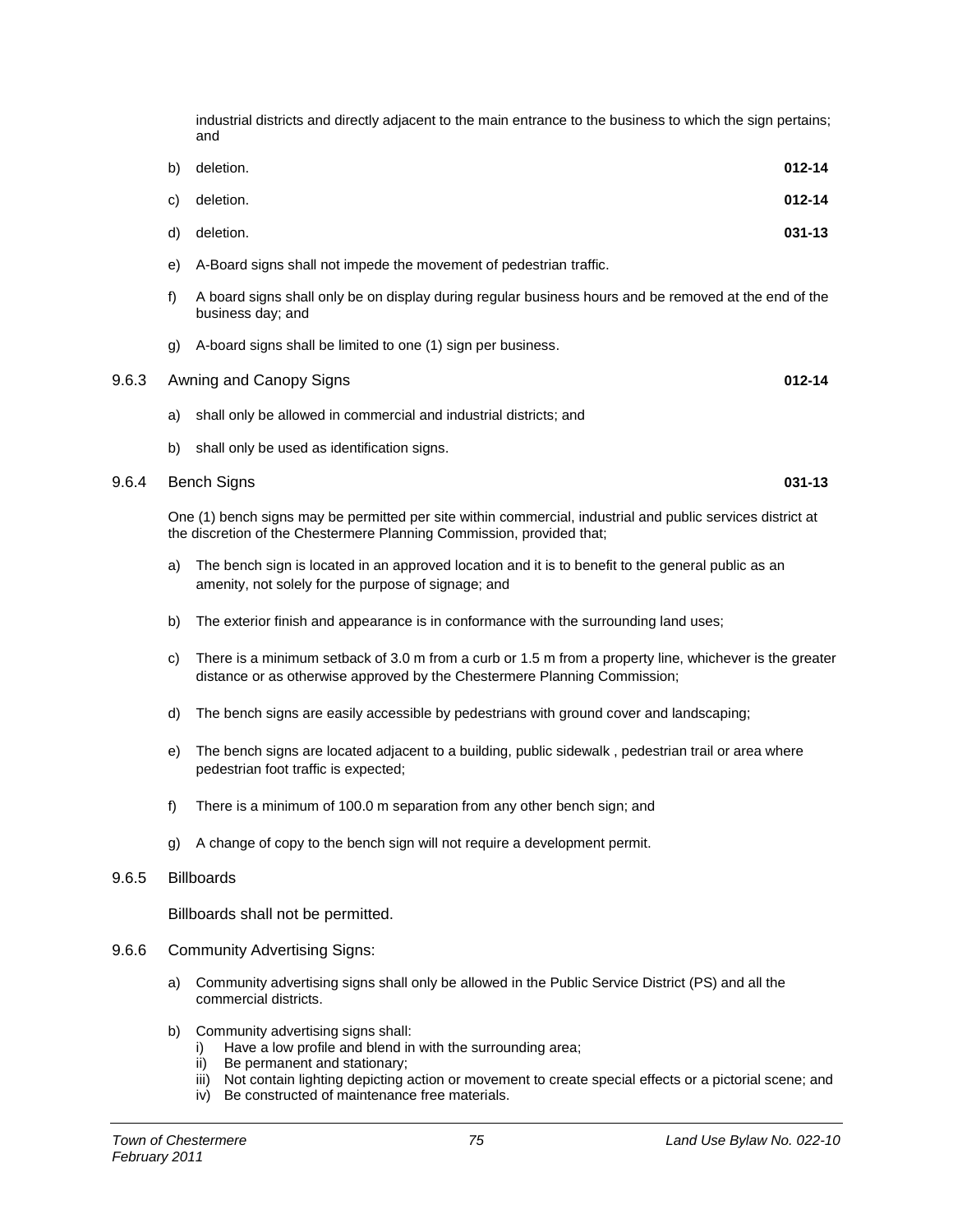industrial districts and directly adjacent to the main entrance to the business to which the sign pertains; and

b) deletion. **012-14**

c) deletion. **012-14**

d) deletion. **031-13**

e) A-Board signs shall not impede the movement of pedestrian traffic.

f) A board signs shall only be on display during regular business hours and be removed at the end of the business day; and

g) A-board signs shall be limited to one (1) sign per business.

9.6.3 Awning and Canopy Signs **012-14**

a) shall only be allowed in commercial and industrial districts; and

b) shall only be used as identification signs.

9.6.4 Bench Signs **031-13**

One (1) bench signs may be permitted per site within commercial, industrial and public services district at the discretion of the Chestermere Planning Commission, provided that;

a) The bench sign is located in an approved location and it is to benefit to the general public as an amenity, not solely for the purpose of signage; and

b) The exterior finish and appearance is in conformance with the surrounding land uses;

c) There is a minimum setback of 3.0 m from a curb or 1.5 m from a property line, whichever is the greater distance or as otherwise approved by the Chestermere Planning Commission;

d) The bench signs are easily accessible by pedestrians with ground cover and landscaping;

e) The bench signs are located adjacent to a building, public sidewalk , pedestrian trail or area where pedestrian foot traffic is expected;

f) There is a minimum of 100.0 m separation from any other bench sign; and

g) A change of copy to the bench sign will not require a development permit.

9.6.5 Billboards

Billboards shall not be permitted.

9.6.6 Community Advertising Signs:

a) Community advertising signs shall only be allowed in the Public Service District (PS) and all the commercial districts.

b) Community advertising signs shall:
   i) Have a low profile and blend in with the surrounding area;
   ii) Be permanent and stationary;
   iii) Not contain lighting depicting action or movement to create special effects or a pictorial scene; and
   iv) Be constructed of maintenance free materials.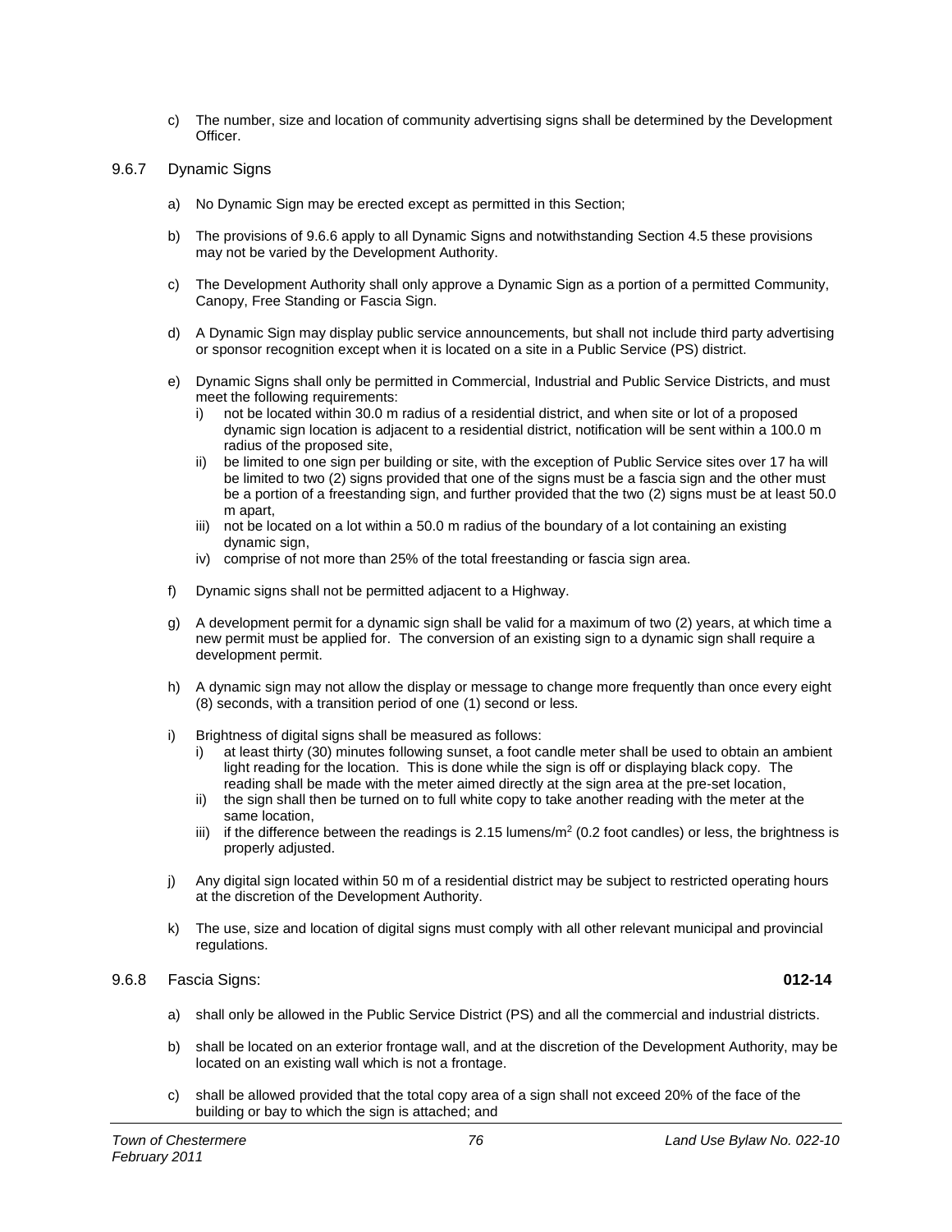c) The number, size and location of community advertising signs shall be determined by the Development Officer.

### 9.6.7 Dynamic Signs

a) No Dynamic Sign may be erected except as permitted in this Section;

b) The provisions of 9.6.6 apply to all Dynamic Signs and notwithstanding Section 4.5 these provisions may not be varied by the Development Authority.

c) The Development Authority shall only approve a Dynamic Sign as a portion of a permitted Community, Canopy, Free Standing or Fascia Sign.

d) A Dynamic Sign may display public service announcements, but shall not include third party advertising or sponsor recognition except when it is located on a site in a Public Service (PS) district.

e) Dynamic Signs shall only be permitted in Commercial, Industrial and Public Service Districts, and must meet the following requirements:
   i) not be located within 30.0 m radius of a residential district, and when site or lot of a proposed dynamic sign location is adjacent to a residential district, notification will be sent within a 100.0 m radius of the proposed site,
   ii) be limited to one sign per building or site, with the exception of Public Service sites over 17 ha will be limited to two (2) signs provided that one of the signs must be a fascia sign and the other must be a portion of a freestanding sign, and further provided that the two (2) signs must be at least 50.0 m apart,
   iii) not be located on a lot within a 50.0 m radius of the boundary of a lot containing an existing dynamic sign,
   iv) comprise of not more than 25% of the total freestanding or fascia sign area.

f) Dynamic signs shall not be permitted adjacent to a Highway.

g) A development permit for a dynamic sign shall be valid for a maximum of two (2) years, at which time a new permit must be applied for. The conversion of an existing sign to a dynamic sign shall require a development permit.

h) A dynamic sign may not allow the display or message to change more frequently than once every eight (8) seconds, with a transition period of one (1) second or less.

i) Brightness of digital signs shall be measured as follows:
   i) at least thirty (30) minutes following sunset, a foot candle meter shall be used to obtain an ambient light reading for the location. This is done while the sign is off or displaying black copy. The reading shall be made with the meter aimed directly at the sign area at the pre-set location,
   ii) the sign shall then be turned on to full white copy to take another reading with the meter at the same location,
   iii) if the difference between the readings is 2.15 lumens/m$^2$ (0.2 foot candles) or less, the brightness is properly adjusted.

j) Any digital sign located within 50 m of a residential district may be subject to restricted operating hours at the discretion of the Development Authority.

k) The use, size and location of digital signs must comply with all other relevant municipal and provincial regulations.

### 9.6.8 Fascia Signs: **012-14**

a) shall only be allowed in the Public Service District (PS) and all the commercial and industrial districts.

b) shall be located on an exterior frontage wall, and at the discretion of the Development Authority, may be located on an existing wall which is not a frontage.

c) shall be allowed provided that the total copy area of a sign shall not exceed 20% of the face of the building or bay to which the sign is attached; and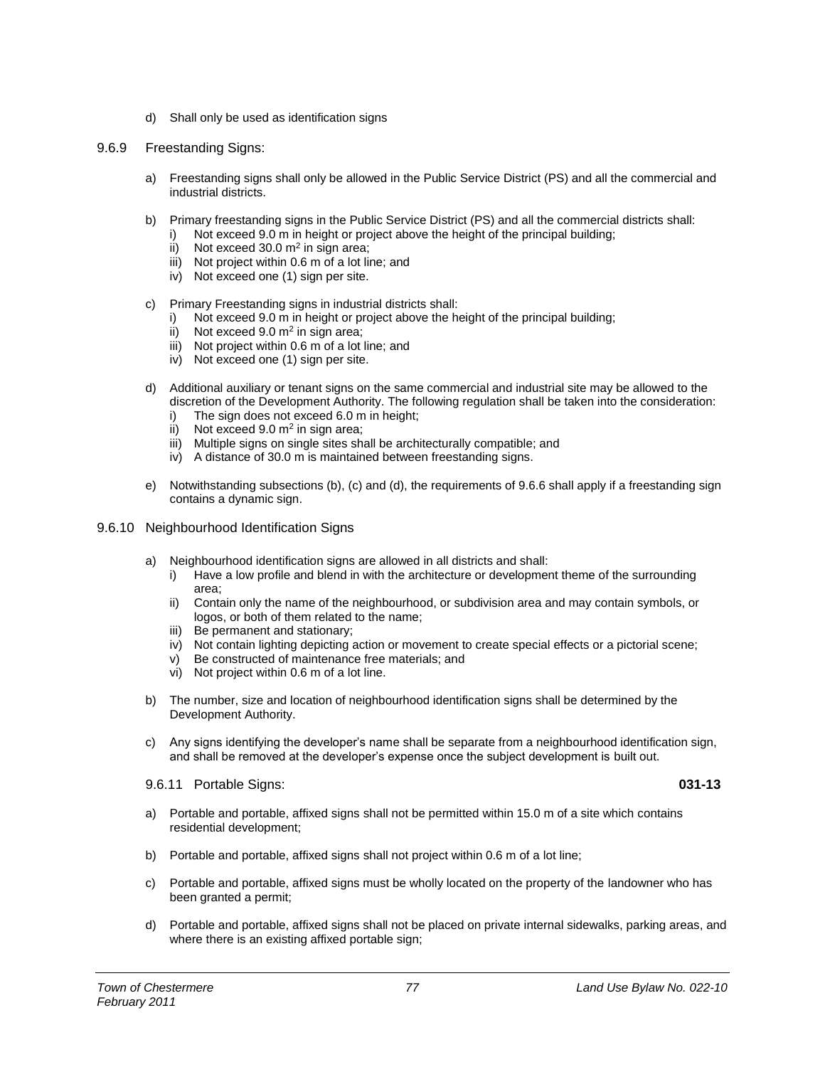d) Shall only be used as identification signs

### 9.6.9 Freestanding Signs:

a) Freestanding signs shall only be allowed in the Public Service District (PS) and all the commercial and industrial districts.

b) Primary freestanding signs in the Public Service District (PS) and all the commercial districts shall:
   i) Not exceed 9.0 m in height or project above the height of the principal building;
   ii) Not exceed 30.0 $m^2$ in sign area;
   iii) Not project within 0.6 m of a lot line; and
   iv) Not exceed one (1) sign per site.

c) Primary Freestanding signs in industrial districts shall:
   i) Not exceed 9.0 m in height or project above the height of the principal building;
   ii) Not exceed 9.0 $m^2$ in sign area;
   iii) Not project within 0.6 m of a lot line; and
   iv) Not exceed one (1) sign per site.

d) Additional auxiliary or tenant signs on the same commercial and industrial site may be allowed to the discretion of the Development Authority. The following regulation shall be taken into the consideration:
   i) The sign does not exceed 6.0 m in height;
   ii) Not exceed 9.0 $m^2$ in sign area;
   iii) Multiple signs on single sites shall be architecturally compatible; and
   iv) A distance of 30.0 m is maintained between freestanding signs.

e) Notwithstanding subsections (b), (c) and (d), the requirements of 9.6.6 shall apply if a freestanding sign contains a dynamic sign.

### 9.6.10 Neighbourhood Identification Signs

a) Neighbourhood identification signs are allowed in all districts and shall:
   i) Have a low profile and blend in with the architecture or development theme of the surrounding area;
   ii) Contain only the name of the neighbourhood, or subdivision area and may contain symbols, or logos, or both of them related to the name;
   iii) Be permanent and stationary;
   iv) Not contain lighting depicting action or movement to create special effects or a pictorial scene;
   v) Be constructed of maintenance free materials; and
   vi) Not project within 0.6 m of a lot line.

b) The number, size and location of neighbourhood identification signs shall be determined by the Development Authority.

c) Any signs identifying the developer's name shall be separate from a neighbourhood identification sign, and shall be removed at the developer's expense once the subject development is built out.

### 9.6.11 Portable Signs: **031-13**

a) Portable and portable, affixed signs shall not be permitted within 15.0 m of a site which contains residential development;

b) Portable and portable, affixed signs shall not project within 0.6 m of a lot line;

c) Portable and portable, affixed signs must be wholly located on the property of the landowner who has been granted a permit;

d) Portable and portable, affixed signs shall not be placed on private internal sidewalks, parking areas, and where there is an existing affixed portable sign;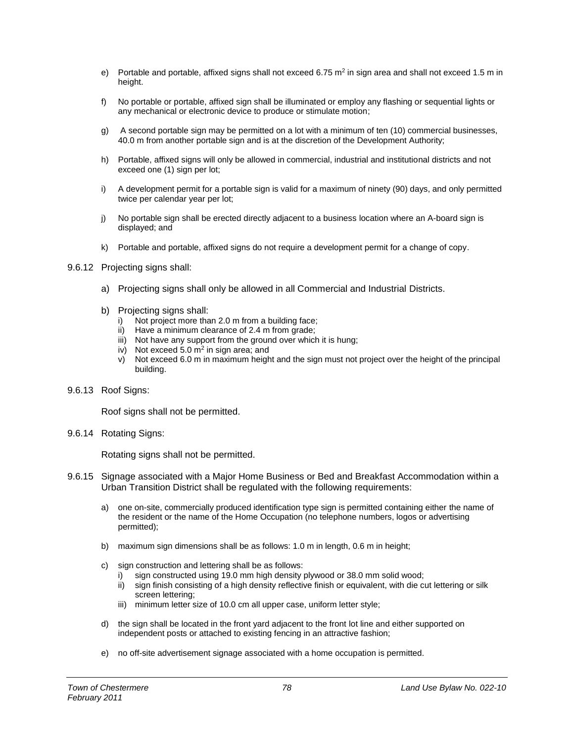e) Portable and portable, affixed signs shall not exceed 6.75 $m^2$ in sign area and shall not exceed 1.5 m in height.

f) No portable or portable, affixed sign shall be illuminated or employ any flashing or sequential lights or any mechanical or electronic device to produce or stimulate motion;

g) A second portable sign may be permitted on a lot with a minimum of ten (10) commercial businesses, 40.0 m from another portable sign and is at the discretion of the Development Authority;

h) Portable, affixed signs will only be allowed in commercial, industrial and institutional districts and not exceed one (1) sign per lot;

i) A development permit for a portable sign is valid for a maximum of ninety (90) days, and only permitted twice per calendar year per lot;

j) No portable sign shall be erected directly adjacent to a business location where an A-board sign is displayed; and

k) Portable and portable, affixed signs do not require a development permit for a change of copy.

9.6.12 Projecting signs shall:

a) Projecting signs shall only be allowed in all Commercial and Industrial Districts.

b) Projecting signs shall:
   i) Not project more than 2.0 m from a building face;
   ii) Have a minimum clearance of 2.4 m from grade;
   iii) Not have any support from the ground over which it is hung;
   iv) Not exceed 5.0 $m^2$ in sign area; and
   v) Not exceed 6.0 m in maximum height and the sign must not project over the height of the principal building.

9.6.13 Roof Signs:

Roof signs shall not be permitted.

9.6.14 Rotating Signs:

Rotating signs shall not be permitted.

9.6.15 Signage associated with a Major Home Business or Bed and Breakfast Accommodation within a Urban Transition District shall be regulated with the following requirements:

a) one on-site, commercially produced identification type sign is permitted containing either the name of the resident or the name of the Home Occupation (no telephone numbers, logos or advertising permitted);

b) maximum sign dimensions shall be as follows: 1.0 m in length, 0.6 m in height;

c) sign construction and lettering shall be as follows:
   i) sign constructed using 19.0 mm high density plywood or 38.0 mm solid wood;
   ii) sign finish consisting of a high density reflective finish or equivalent, with die cut lettering or silk screen lettering;
   iii) minimum letter size of 10.0 cm all upper case, uniform letter style;

d) the sign shall be located in the front yard adjacent to the front lot line and either supported on independent posts or attached to existing fencing in an attractive fashion;

e) no off-site advertisement signage associated with a home occupation is permitted.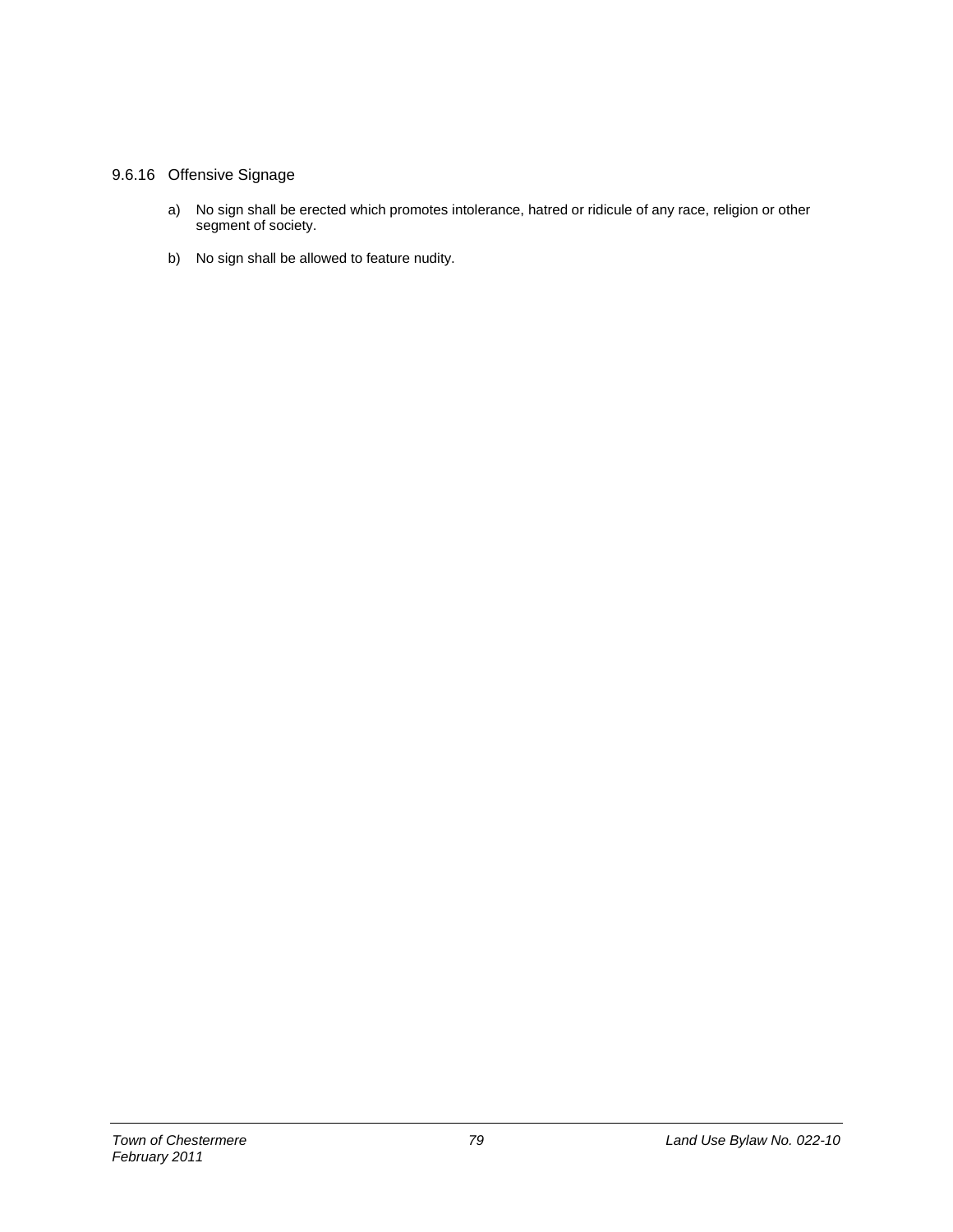### 9.6.16 Offensive Signage

a) No sign shall be erected which promotes intolerance, hatred or ridicule of any race, religion or other segment of society.

b) No sign shall be allowed to feature nudity.